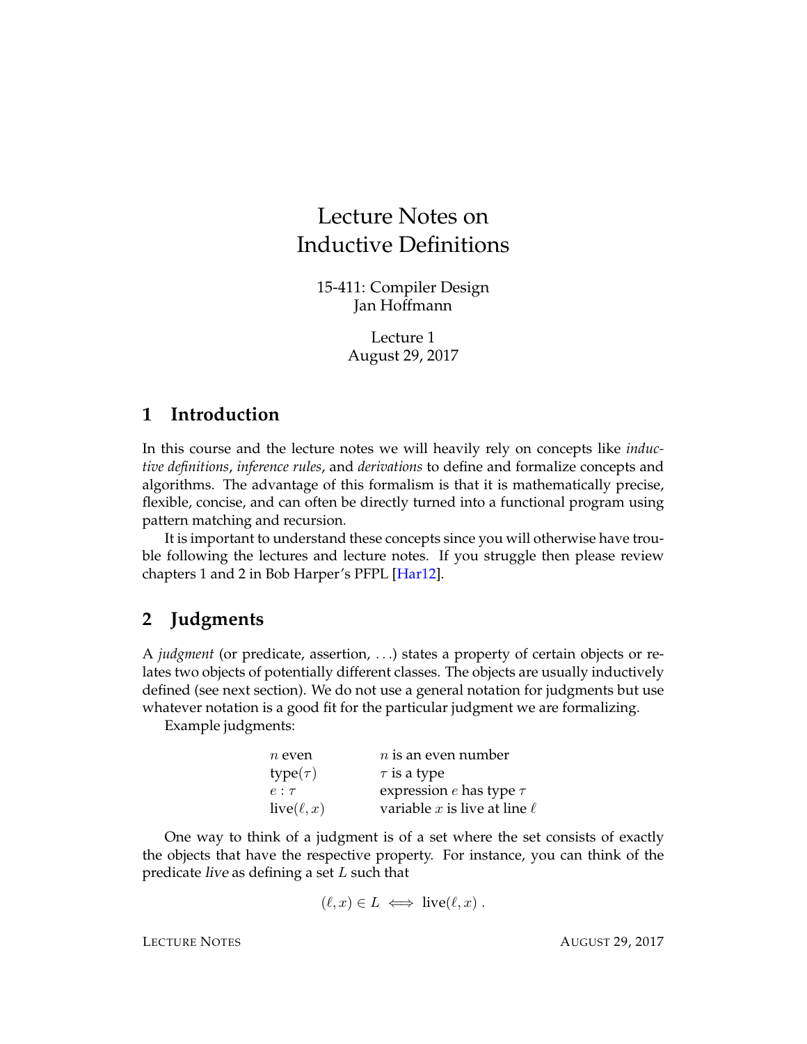# Lecture Notes on Inductive Definitions

15-411: Compiler Design
Jan Hoffmann

Lecture 1
August 29, 2017

## 1 Introduction

In this course and the lecture notes we will heavily rely on concepts like *inductive definitions*, *inference rules*, and *derivations* to define and formalize concepts and algorithms. The advantage of this formalism is that it is mathematically precise, flexible, concise, and can often be directly turned into a functional program using pattern matching and recursion.

It is important to understand these concepts since you will otherwise have trouble following the lectures and lecture notes. If you struggle then please review chapters 1 and 2 in Bob Harper's PFPL [Har12].

## 2 Judgments

A *judgment* (or predicate, assertion, ...) states a property of certain objects or relates two objects of potentially different classes. The objects are usually inductively defined (see next section). We do not use a general notation for judgments but use whatever notation is a good fit for the particular judgment we are formalizing.

Example judgments:

| | |
|---|---|
| $n$ even | $n$ is an even number |
| type($\tau$) | $\tau$ is a type |
| $e : \tau$ | expression $e$ has type $\tau$ |
| live($\ell, x$) | variable $x$ is live at line $\ell$ |

One way to think of a judgment is of a set where the set consists of exactly the objects that have the respective property. For instance, you can think of the predicate *live* as defining a set $L$ such that

$$(\ell, x) \in L \iff \text{live}(\ell, x) \; .$$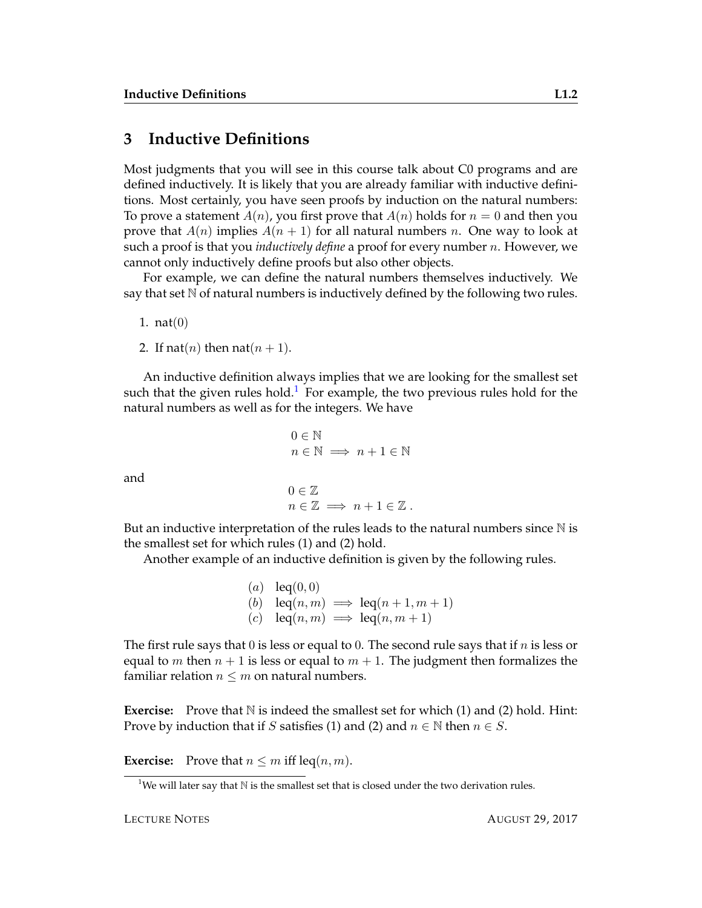## 3 Inductive Definitions

Most judgments that you will see in this course talk about C0 programs and are defined inductively. It is likely that you are already familiar with inductive definitions. Most certainly, you have seen proofs by induction on the natural numbers: To prove a statement $A(n)$, you first prove that $A(n)$ holds for $n = 0$ and then you prove that $A(n)$ implies $A(n+1)$ for all natural numbers $n$. One way to look at such a proof is that you *inductively define* a proof for every number $n$. However, we cannot only inductively define proofs but also other objects.

For example, we can define the natural numbers themselves inductively. We say that set $\mathbb{N}$ of natural numbers is inductively defined by the following two rules.

1. $\mathsf{nat}(0)$
2. If $\mathsf{nat}(n)$ then $\mathsf{nat}(n+1)$.

An inductive definition always implies that we are looking for the smallest set such that the given rules hold.[1] For example, the two previous rules hold for the natural numbers as well as for the integers. We have

$$
\begin{array}{l}
0 \in \mathbb{N} \\
n \in \mathbb{N} \implies n+1 \in \mathbb{N}
\end{array}
$$

and

$$
\begin{array}{l}
0 \in \mathbb{Z} \\
n \in \mathbb{Z} \implies n+1 \in \mathbb{Z}\,.
\end{array}
$$

But an inductive interpretation of the rules leads to the natural numbers since $\mathbb{N}$ is the smallest set for which rules (1) and (2) hold.

Another example of an inductive definition is given by the following rules.

$$
\begin{array}{ll}
(a) & \mathsf{leq}(0,0) \\
(b) & \mathsf{leq}(n,m) \implies \mathsf{leq}(n+1,m+1) \\
(c) & \mathsf{leq}(n,m) \implies \mathsf{leq}(n,m+1)
\end{array}
$$

The first rule says that $0$ is less or equal to $0$. The second rule says that if $n$ is less or equal to $m$ then $n+1$ is less or equal to $m+1$. The judgment then formalizes the familiar relation $n \leq m$ on natural numbers.

**Exercise:** Prove that $\mathbb{N}$ is indeed the smallest set for which (1) and (2) hold. Hint: Prove by induction that if $S$ satisfies (1) and (2) and $n \in \mathbb{N}$ then $n \in S$.

**Exercise:** Prove that $n \leq m$ iff $\mathsf{leq}(n,m)$.

[1] We will later say that $\mathbb{N}$ is the smallest set that is closed under the two derivation rules.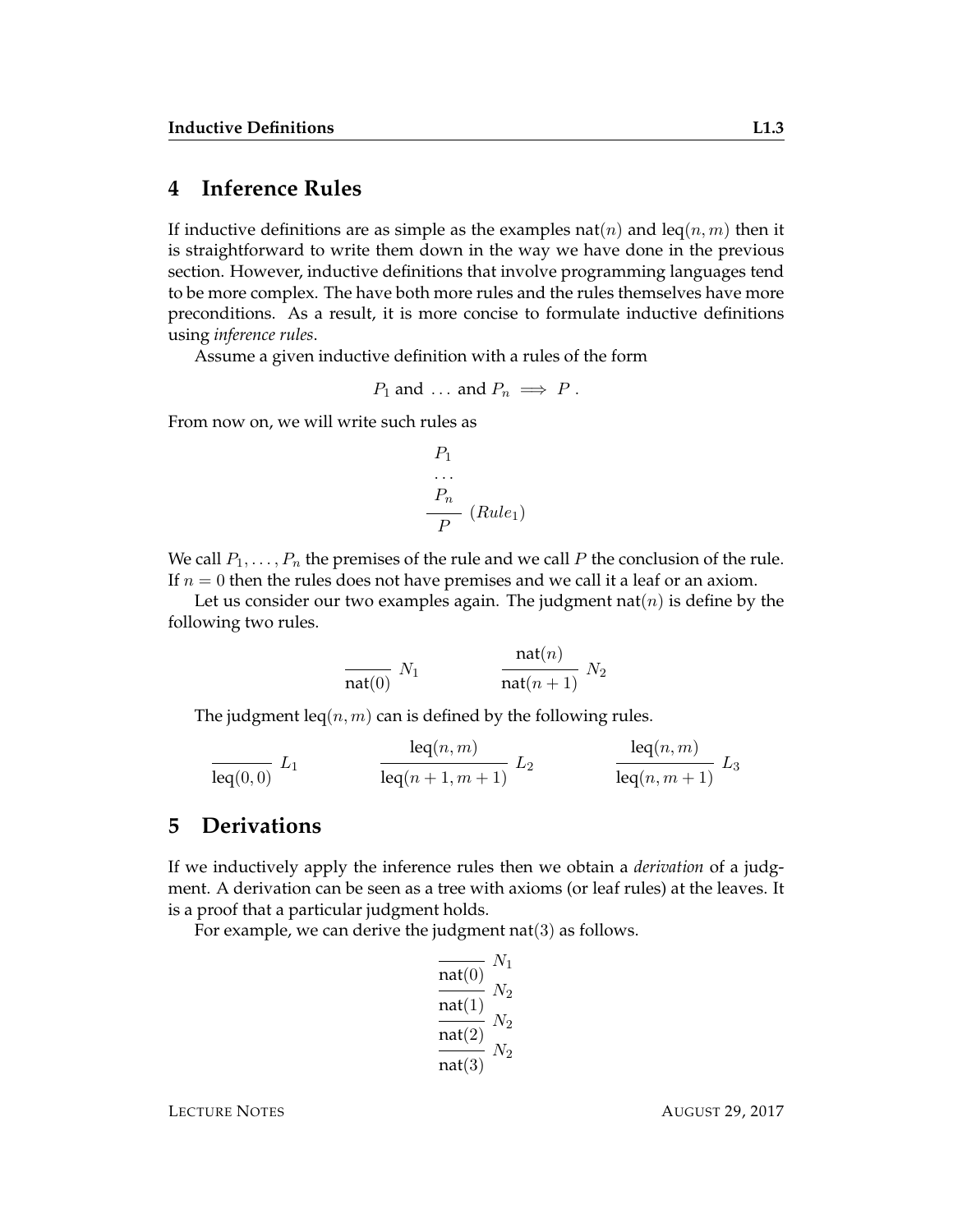## 4 Inference Rules

If inductive definitions are as simple as the examples $\mathsf{nat}(n)$ and $\mathsf{leq}(n, m)$ then it is straightforward to write them down in the way we have done in the previous section. However, inductive definitions that involve programming languages tend to be more complex. The have both more rules and the rules themselves have more preconditions. As a result, it is more concise to formulate inductive definitions using *inference rules*.

Assume a given inductive definition with a rules of the form

$$P_1 \text{ and } \dots \text{ and } P_n \implies P \; .$$

From now on, we will write such rules as

$$\frac{\begin{array}{c} P_1 \\ \dots \\ P_n \end{array}}{P} \; (Rule_1)$$

We call $P_1, \dots, P_n$ the premises of the rule and we call $P$ the conclusion of the rule. If $n = 0$ then the rules does not have premises and we call it a leaf or an axiom.

Let us consider our two examples again. The judgment $\mathsf{nat}(n)$ is define by the following two rules.

$$\frac{}{\mathsf{nat}(0)} \; N_1 \qquad\qquad \frac{\mathsf{nat}(n)}{\mathsf{nat}(n+1)} \; N_2$$

The judgment $\mathsf{leq}(n, m)$ can is defined by the following rules.

$$\frac{}{\mathsf{leq}(0,0)} \; L_1 \qquad\qquad \frac{\mathsf{leq}(n,m)}{\mathsf{leq}(n+1,m+1)} \; L_2 \qquad\qquad \frac{\mathsf{leq}(n,m)}{\mathsf{leq}(n,m+1)} \; L_3$$

## 5 Derivations

If we inductively apply the inference rules then we obtain a *derivation* of a judgment. A derivation can be seen as a tree with axioms (or leaf rules) at the leaves. It is a proof that a particular judgment holds.

For example, we can derive the judgment $\mathsf{nat}(3)$ as follows.

$$\cfrac{\cfrac{\cfrac{\cfrac{}{\mathsf{nat}(0)} \; N_1}{\mathsf{nat}(1)} \; N_2}{\mathsf{nat}(2)} \; N_2}{\mathsf{nat}(3)} \; N_2$$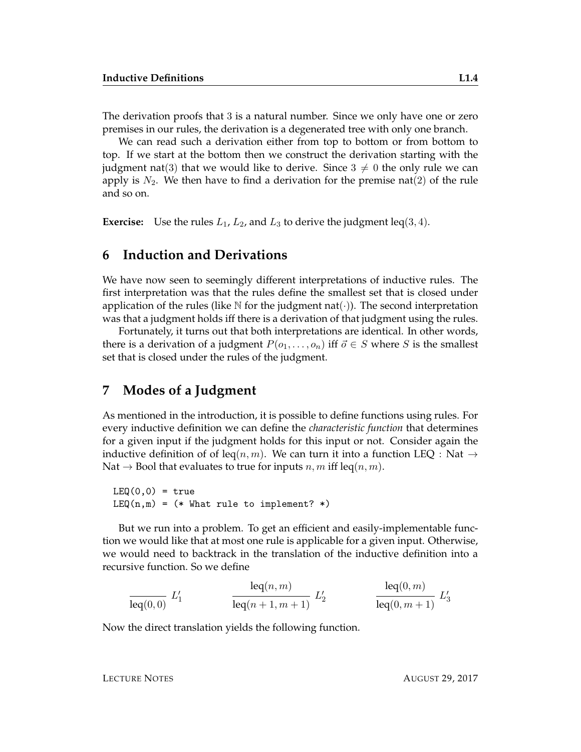The derivation proofs that 3 is a natural number. Since we only have one or zero premises in our rules, the derivation is a degenerated tree with only one branch.

We can read such a derivation either from top to bottom or from bottom to top. If we start at the bottom then we construct the derivation starting with the judgment $\text{nat}(3)$ that we would like to derive. Since $3 \neq 0$ the only rule we can apply is $N_2$. We then have to find a derivation for the premise $\text{nat}(2)$ of the rule and so on.

**Exercise:** Use the rules $L_1$, $L_2$, and $L_3$ to derive the judgment $\text{leq}(3, 4)$.

## 6 Induction and Derivations

We have now seen to seemingly different interpretations of inductive rules. The first interpretation was that the rules define the smallest set that is closed under application of the rules (like $\mathbb{N}$ for the judgment $\text{nat}(\cdot)$). The second interpretation was that a judgment holds iff there is a derivation of that judgment using the rules.

Fortunately, it turns out that both interpretations are identical. In other words, there is a derivation of a judgment $P(o_1, \ldots, o_n)$ iff $\vec{o} \in S$ where $S$ is the smallest set that is closed under the rules of the judgment.

## 7 Modes of a Judgment

As mentioned in the introduction, it is possible to define functions using rules. For every inductive definition we can define the *characteristic function* that determines for a given input if the judgment holds for this input or not. Consider again the inductive definition of of $\text{leq}(n, m)$. We can turn it into a function LEQ : Nat $\to$ Nat $\to$ Bool that evaluates to true for inputs $n, m$ iff $\text{leq}(n, m)$.

```
LEQ(0,0) = true
LEQ(n,m) = (* What rule to implement? *)
```

But we run into a problem. To get an efficient and easily-implementable function we would like that at most one rule is applicable for a given input. Otherwise, we would need to backtrack in the translation of the inductive definition into a recursive function. So we define

$$\frac{}{\text{leq}(0,0)}\ L_1' \qquad\qquad \frac{\text{leq}(n,m)}{\text{leq}(n+1,m+1)}\ L_2' \qquad\qquad \frac{\text{leq}(0,m)}{\text{leq}(0,m+1)}\ L_3'$$

Now the direct translation yields the following function.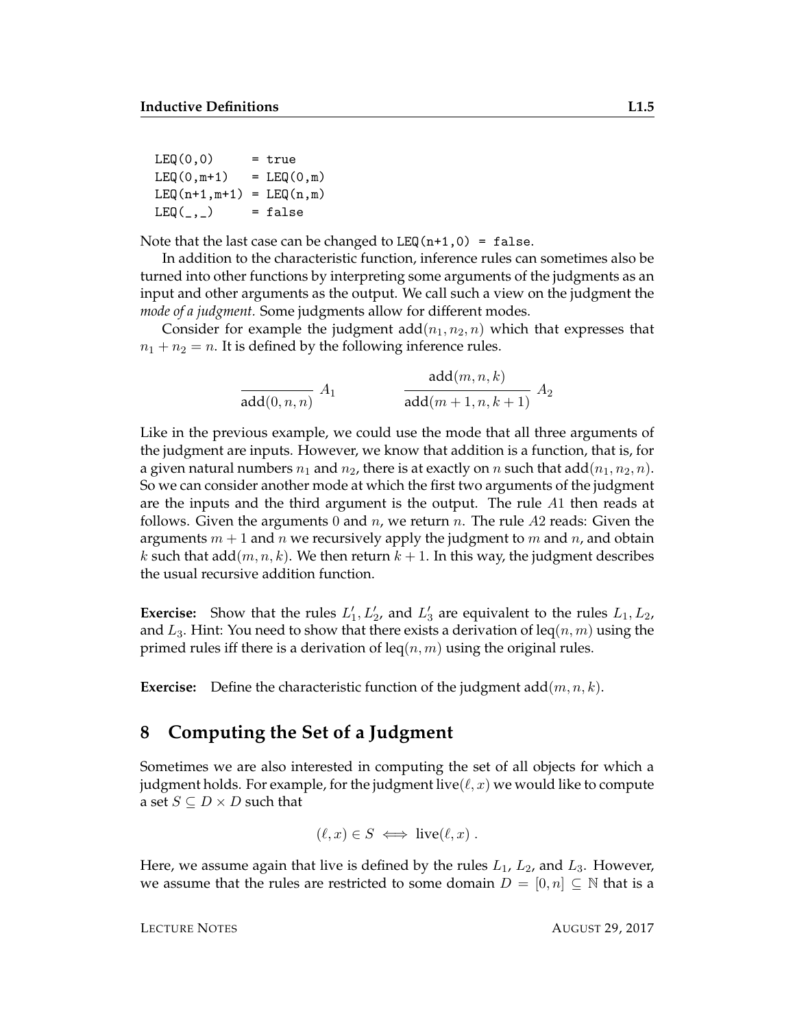```
LEQ(0,0)       = true
LEQ(0,m+1)     = LEQ(0,m)
LEQ(n+1,m+1) = LEQ(n,m)
LEQ(_,_)       = false
```

Note that the last case can be changed to `LEQ(n+1,0) = false`.

In addition to the characteristic function, inference rules can sometimes also be turned into other functions by interpreting some arguments of the judgments as an input and other arguments as the output. We call such a view on the judgment the *mode of a judgment*. Some judgments allow for different modes.

Consider for example the judgment $\mathsf{add}(n_1, n_2, n)$ which that expresses that $n_1 + n_2 = n$. It is defined by the following inference rules.

$$\frac{}{\mathsf{add}(0, n, n)}\ A_1 \qquad\qquad \frac{\mathsf{add}(m, n, k)}{\mathsf{add}(m+1, n, k+1)}\ A_2$$

Like in the previous example, we could use the mode that all three arguments of the judgment are inputs. However, we know that addition is a function, that is, for a given natural numbers $n_1$ and $n_2$, there is at exactly on $n$ such that $\mathsf{add}(n_1, n_2, n)$. So we can consider another mode at which the first two arguments of the judgment are the inputs and the third argument is the output. The rule $A1$ then reads at follows. Given the arguments $0$ and $n$, we return $n$. The rule $A2$ reads: Given the arguments $m + 1$ and $n$ we recursively apply the judgment to $m$ and $n$, and obtain $k$ such that $\mathsf{add}(m, n, k)$. We then return $k + 1$. In this way, the judgment describes the usual recursive addition function.

**Exercise:** Show that the rules $L'_1, L'_2$, and $L'_3$ are equivalent to the rules $L_1, L_2$, and $L_3$. Hint: You need to show that there exists a derivation of $\mathrm{leq}(n, m)$ using the primed rules iff there is a derivation of $\mathrm{leq}(n, m)$ using the original rules.

**Exercise:** Define the characteristic function of the judgment $\mathsf{add}(m, n, k)$.

## 8 Computing the Set of a Judgment

Sometimes we are also interested in computing the set of all objects for which a judgment holds. For example, for the judgment $\mathrm{live}(\ell, x)$ we would like to compute a set $S \subseteq D \times D$ such that

$$(\ell, x) \in S \iff \mathrm{live}(\ell, x)\ .$$

Here, we assume again that live is defined by the rules $L_1$, $L_2$, and $L_3$. However, we assume that the rules are restricted to some domain $D = [0, n] \subseteq \mathbb{N}$ that is a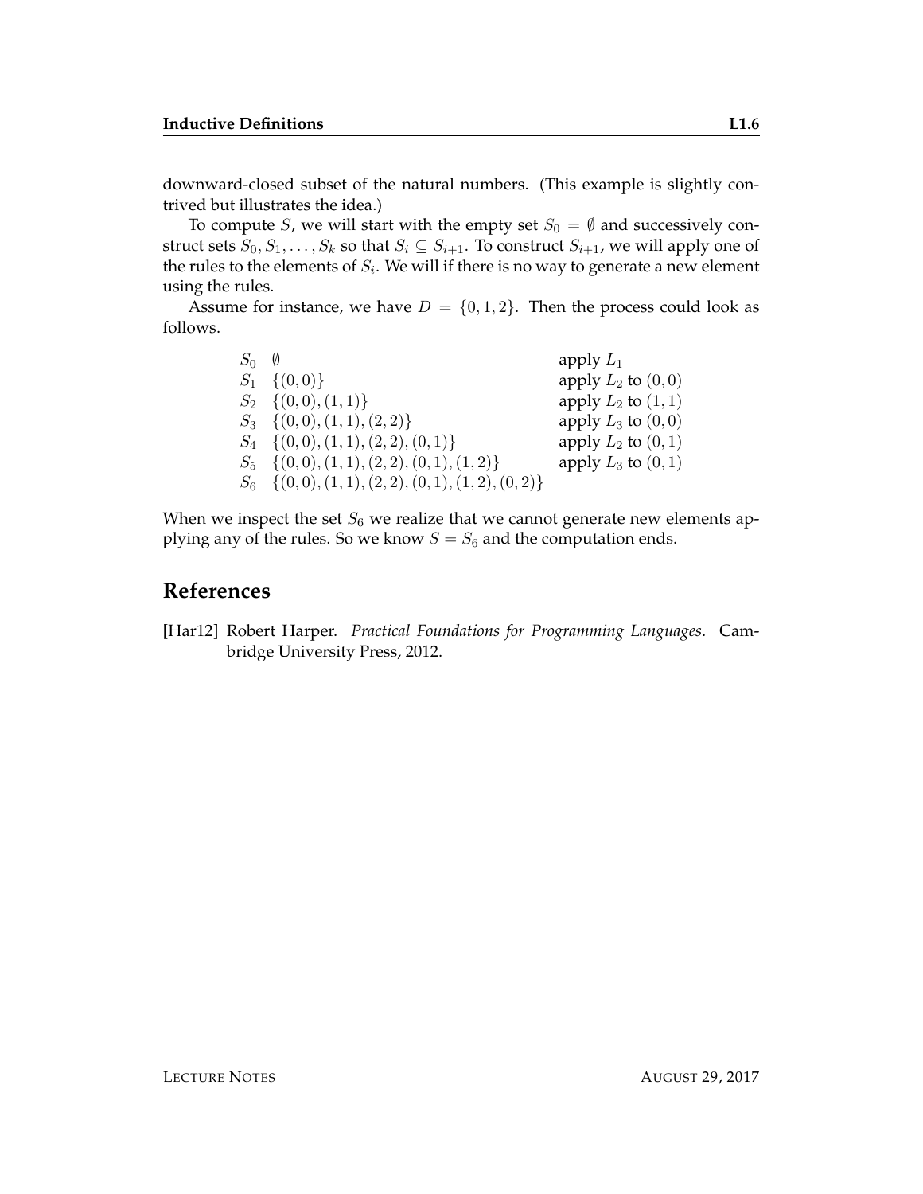downward-closed subset of the natural numbers. (This example is slightly contrived but illustrates the idea.)

To compute $S$, we will start with the empty set $S_0 = \emptyset$ and successively construct sets $S_0, S_1, \ldots, S_k$ so that $S_i \subseteq S_{i+1}$. To construct $S_{i+1}$, we will apply one of the rules to the elements of $S_i$. We will if there is no way to generate a new element using the rules.

Assume for instance, we have $D = \{0, 1, 2\}$. Then the process could look as follows.

| | | |
|---|---|---|
| $S_0$ | $\emptyset$ | apply $L_1$ |
| $S_1$ | $\{(0,0)\}$ | apply $L_2$ to $(0,0)$ |
| $S_2$ | $\{(0,0),(1,1)\}$ | apply $L_2$ to $(1,1)$ |
| $S_3$ | $\{(0,0),(1,1),(2,2)\}$ | apply $L_3$ to $(0,0)$ |
| $S_4$ | $\{(0,0),(1,1),(2,2),(0,1)\}$ | apply $L_2$ to $(0,1)$ |
| $S_5$ | $\{(0,0),(1,1),(2,2),(0,1),(1,2)\}$ | apply $L_3$ to $(0,1)$ |
| $S_6$ | $\{(0,0),(1,1),(2,2),(0,1),(1,2),(0,2)\}$ | |

When we inspect the set $S_6$ we realize that we cannot generate new elements applying any of the rules. So we know $S = S_6$ and the computation ends.

## References

[Har12] Robert Harper. *Practical Foundations for Programming Languages*. Cambridge University Press, 2012.